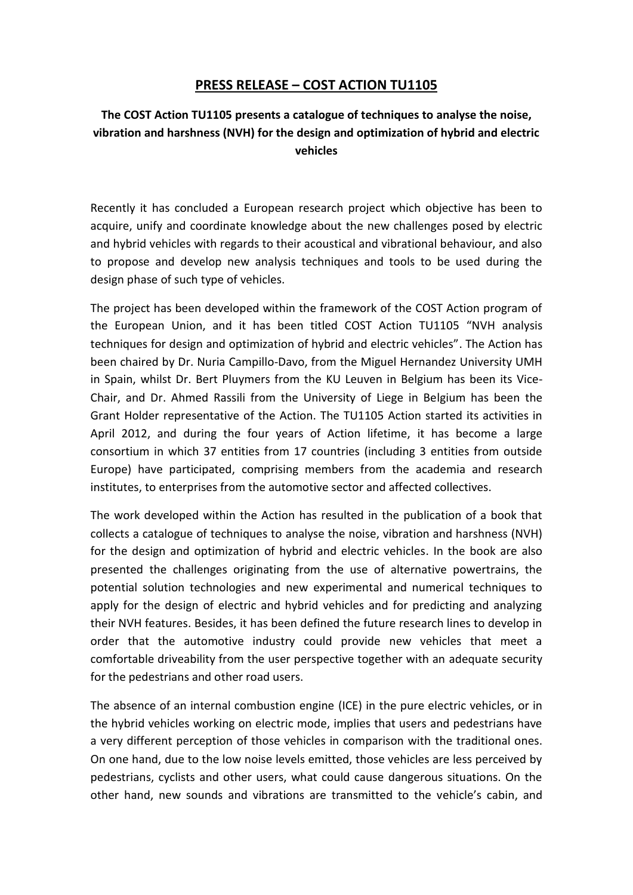# PRESS RELEASE – COST ACTION TU1105

## The COST Action TU1105 presents a catalogue of techniques to analyse the noise, vibration and harshness (NVH) for the design and optimization of hybrid and electric vehicles

Recently it has concluded a European research project which objective has been to acquire, unify and coordinate knowledge about the new challenges posed by electric and hybrid vehicles with regards to their acoustical and vibrational behaviour, and also to propose and develop new analysis techniques and tools to be used during the design phase of such type of vehicles.

The project has been developed within the framework of the COST Action program of the European Union, and it has been titled COST Action TU1105 "NVH analysis techniques for design and optimization of hybrid and electric vehicles". The Action has been chaired by Dr. Nuria Campillo-Davo, from the Miguel Hernandez University UMH in Spain, whilst Dr. Bert Pluymers from the KU Leuven in Belgium has been its Vice-Chair, and Dr. Ahmed Rassili from the University of Liege in Belgium has been the Grant Holder representative of the Action. The TU1105 Action started its activities in April 2012, and during the four years of Action lifetime, it has become a large consortium in which 37 entities from 17 countries (including 3 entities from outside Europe) have participated, comprising members from the academia and research institutes, to enterprises from the automotive sector and affected collectives.

The work developed within the Action has resulted in the publication of a book that collects a catalogue of techniques to analyse the noise, vibration and harshness (NVH) for the design and optimization of hybrid and electric vehicles. In the book are also presented the challenges originating from the use of alternative powertrains, the potential solution technologies and new experimental and numerical techniques to apply for the design of electric and hybrid vehicles and for predicting and analyzing their NVH features. Besides, it has been defined the future research lines to develop in order that the automotive industry could provide new vehicles that meet a comfortable driveability from the user perspective together with an adequate security for the pedestrians and other road users.

The absence of an internal combustion engine (ICE) in the pure electric vehicles, or in the hybrid vehicles working on electric mode, implies that users and pedestrians have a very different perception of those vehicles in comparison with the traditional ones. On one hand, due to the low noise levels emitted, those vehicles are less perceived by pedestrians, cyclists and other users, what could cause dangerous situations. On the other hand, new sounds and vibrations are transmitted to the vehicle's cabin, and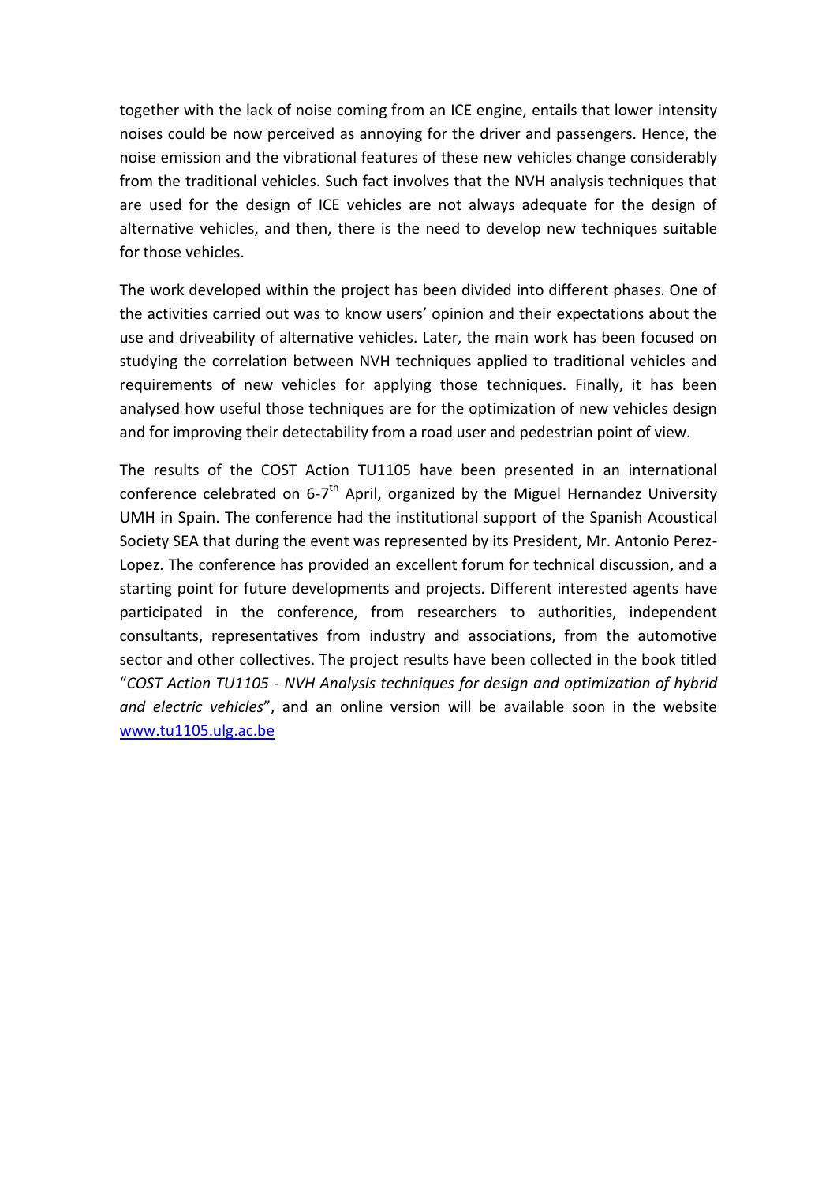together with the lack of noise coming from an ICE engine, entails that lower intensity noises could be now perceived as annoying for the driver and passengers. Hence, the noise emission and the vibrational features of these new vehicles change considerably from the traditional vehicles. Such fact involves that the NVH analysis techniques that are used for the design of ICE vehicles are not always adequate for the design of alternative vehicles, and then, there is the need to develop new techniques suitable for those vehicles.

The work developed within the project has been divided into different phases. One of the activities carried out was to know users' opinion and their expectations about the use and driveability of alternative vehicles. Later, the main work has been focused on studying the correlation between NVH techniques applied to traditional vehicles and requirements of new vehicles for applying those techniques. Finally, it has been analysed how useful those techniques are for the optimization of new vehicles design and for improving their detectability from a road user and pedestrian point of view.

The results of the COST Action TU1105 have been presented in an international conference celebrated on 6-7th April, organized by the Miguel Hernandez University UMH in Spain. The conference had the institutional support of the Spanish Acoustical Society SEA that during the event was represented by its President, Mr. Antonio Perez-Lopez. The conference has provided an excellent forum for technical discussion, and a starting point for future developments and projects. Different interested agents have participated in the conference, from researchers to authorities, independent consultants, representatives from industry and associations, from the automotive sector and other collectives. The project results have been collected in the book titled "*COST Action TU1105 - NVH Analysis techniques for design and optimization of hybrid and electric vehicles*", and an online version will be available soon in the website [www.tu1105.ulg.ac.be](http://www.tu1105.ulg.ac.be)